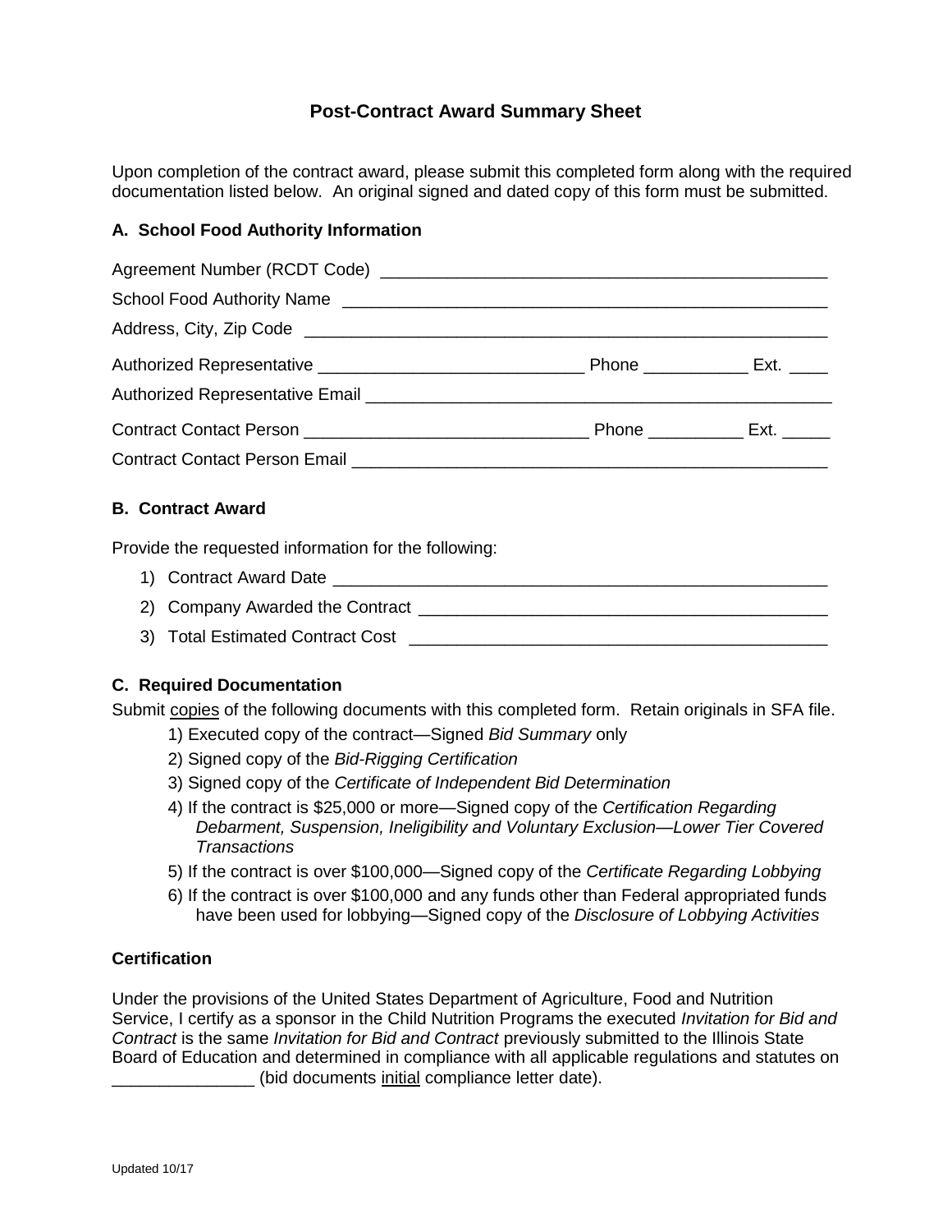# Post-Contract Award Summary Sheet

Upon completion of the contract award, please submit this completed form along with the required documentation listed below. An original signed and dated copy of this form must be submitted.

### A. School Food Authority Information

Agreement Number (RCDT Code) ______________________________________________

School Food Authority Name ________________________________________________

Address, City, Zip Code ____________________________________________________

Authorized Representative ___________________________ Phone ___________ Ext. ____

Authorized Representative Email ______________________________________________

Contract Contact Person _____________________________ Phone __________ Ext. _____

Contract Contact Person Email ________________________________________________

### B. Contract Award

Provide the requested information for the following:

1) Contract Award Date ____________________________________________________
2) Company Awarded the Contract ___________________________________________
3) Total Estimated Contract Cost ___________________________________________

### C. Required Documentation

Submit <u>copies</u> of the following documents with this completed form. Retain originals in SFA file.

1) Executed copy of the contract—Signed *Bid Summary* only
2) Signed copy of the *Bid-Rigging Certification*
3) Signed copy of the *Certificate of Independent Bid Determination*
4) If the contract is $25,000 or more—Signed copy of the *Certification Regarding Debarment, Suspension, Ineligibility and Voluntary Exclusion—Lower Tier Covered Transactions*
5) If the contract is over $100,000—Signed copy of the *Certificate Regarding Lobbying*
6) If the contract is over $100,000 and any funds other than Federal appropriated funds have been used for lobbying—Signed copy of the *Disclosure of Lobbying Activities*

### Certification

Under the provisions of the United States Department of Agriculture, Food and Nutrition Service, I certify as a sponsor in the Child Nutrition Programs the executed *Invitation for Bid and Contract* is the same *Invitation for Bid and Contract* previously submitted to the Illinois State Board of Education and determined in compliance with all applicable regulations and statutes on _______________ (bid documents <u>initial</u> compliance letter date).

Updated 10/17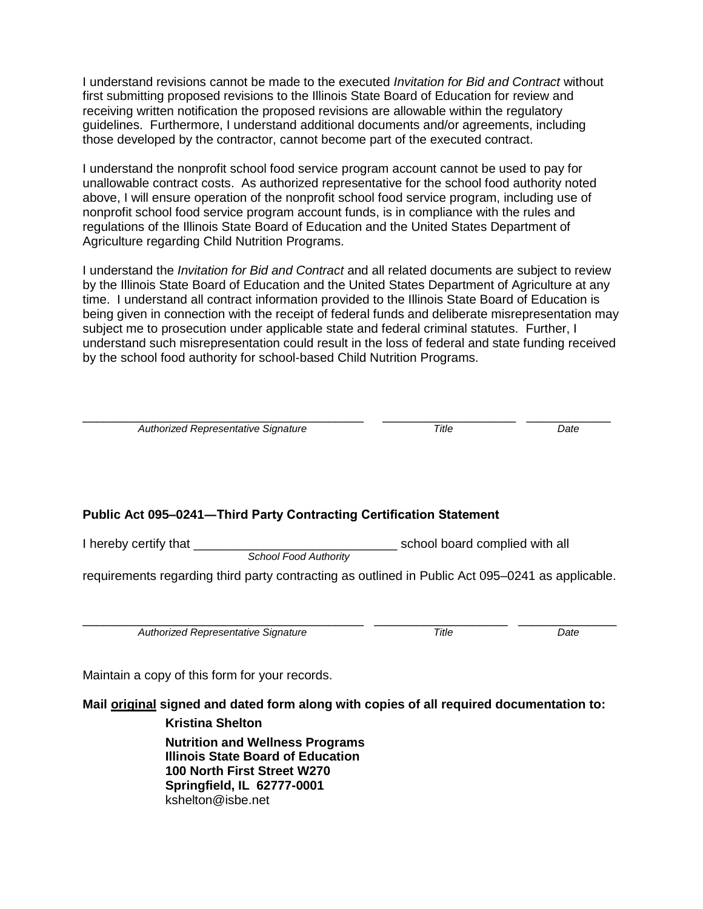I understand revisions cannot be made to the executed *Invitation for Bid and Contract* without first submitting proposed revisions to the Illinois State Board of Education for review and receiving written notification the proposed revisions are allowable within the regulatory guidelines. Furthermore, I understand additional documents and/or agreements, including those developed by the contractor, cannot become part of the executed contract.

I understand the nonprofit school food service program account cannot be used to pay for unallowable contract costs. As authorized representative for the school food authority noted above, I will ensure operation of the nonprofit school food service program, including use of nonprofit school food service program account funds, is in compliance with the rules and regulations of the Illinois State Board of Education and the United States Department of Agriculture regarding Child Nutrition Programs.

I understand the *Invitation for Bid and Contract* and all related documents are subject to review by the Illinois State Board of Education and the United States Department of Agriculture at any time. I understand all contract information provided to the Illinois State Board of Education is being given in connection with the receipt of federal funds and deliberate misrepresentation may subject me to prosecution under applicable state and federal criminal statutes. Further, I understand such misrepresentation could result in the loss of federal and state funding received by the school food authority for school-based Child Nutrition Programs.

\_\_\_\_\_\_\_\_\_\_\_\_\_\_\_\_\_\_\_\_\_\_\_\_\_\_\_\_\_\_\_\_\_\_\_\_\_\_\_\_ \_\_\_\_\_\_\_\_\_\_\_\_\_\_\_\_\_\_\_\_ \_\_\_\_\_\_\_\_\_\_\_\_
*Authorized Representative Signature* *Title* *Date*

**Public Act 095–0241—Third Party Contracting Certification Statement**

I hereby certify that \_\_\_\_\_\_\_\_\_\_\_\_\_\_\_\_\_\_\_\_\_\_\_\_\_\_\_\_\_\_ school board complied with all
*School Food Authority*

requirements regarding third party contracting as outlined in Public Act 095–0241 as applicable.

\_\_\_\_\_\_\_\_\_\_\_\_\_\_\_\_\_\_\_\_\_\_\_\_\_\_\_\_\_\_\_\_\_\_\_\_\_\_\_\_ \_\_\_\_\_\_\_\_\_\_\_\_\_\_\_\_\_\_\_\_ \_\_\_\_\_\_\_\_\_\_\_\_\_\_
*Authorized Representative Signature* *Title* *Date*

Maintain a copy of this form for your records.

**Mail <u>original</u> signed and dated form along with copies of all required documentation to:**

**Kristina Shelton**

**Nutrition and Wellness Programs**
**Illinois State Board of Education**
**100 North First Street W270**
**Springfield, IL 62777-0001**
kshelton@isbe.net